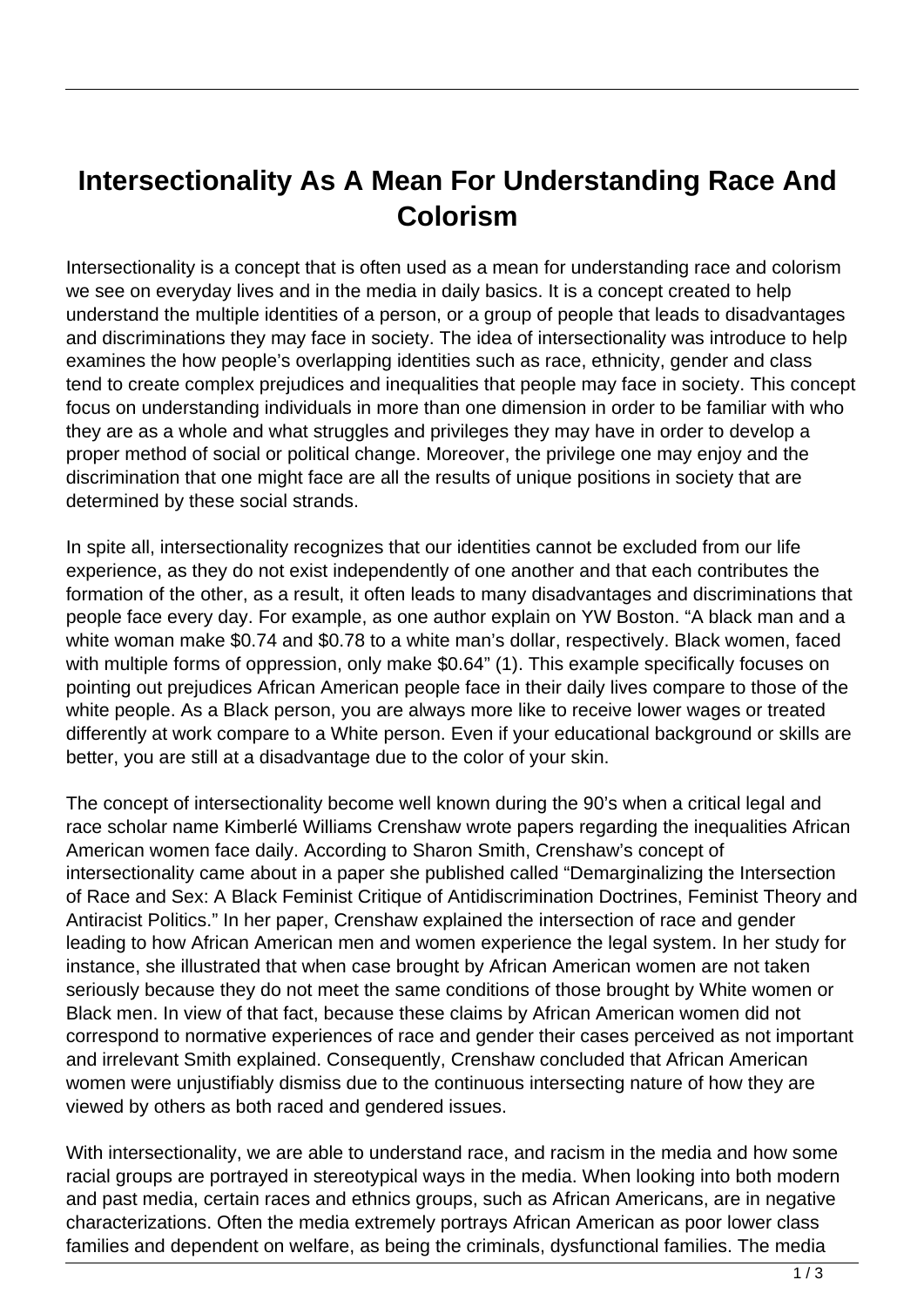# Intersectionality As A Mean For Understanding Race And Colorism

Intersectionality is a concept that is often used as a mean for understanding race and colorism we see on everyday lives and in the media in daily basics. It is a concept created to help understand the multiple identities of a person, or a group of people that leads to disadvantages and discriminations they may face in society. The idea of intersectionality was introduce to help examines the how people's overlapping identities such as race, ethnicity, gender and class tend to create complex prejudices and inequalities that people may face in society. This concept focus on understanding individuals in more than one dimension in order to be familiar with who they are as a whole and what struggles and privileges they may have in order to develop a proper method of social or political change. Moreover, the privilege one may enjoy and the discrimination that one might face are all the results of unique positions in society that are determined by these social strands.

In spite all, intersectionality recognizes that our identities cannot be excluded from our life experience, as they do not exist independently of one another and that each contributes the formation of the other, as a result, it often leads to many disadvantages and discriminations that people face every day. For example, as one author explain on YW Boston. "A black man and a white woman make $0.74 and $0.78 to a white man's dollar, respectively. Black women, faced with multiple forms of oppression, only make $0.64" (1). This example specifically focuses on pointing out prejudices African American people face in their daily lives compare to those of the white people. As a Black person, you are always more like to receive lower wages or treated differently at work compare to a White person. Even if your educational background or skills are better, you are still at a disadvantage due to the color of your skin.

The concept of intersectionality become well known during the 90's when a critical legal and race scholar name Kimberlé Williams Crenshaw wrote papers regarding the inequalities African American women face daily. According to Sharon Smith, Crenshaw's concept of intersectionality came about in a paper she published called "Demarginalizing the Intersection of Race and Sex: A Black Feminist Critique of Antidiscrimination Doctrines, Feminist Theory and Antiracist Politics." In her paper, Crenshaw explained the intersection of race and gender leading to how African American men and women experience the legal system. In her study for instance, she illustrated that when case brought by African American women are not taken seriously because they do not meet the same conditions of those brought by White women or Black men. In view of that fact, because these claims by African American women did not correspond to normative experiences of race and gender their cases perceived as not important and irrelevant Smith explained. Consequently, Crenshaw concluded that African American women were unjustifiably dismiss due to the continuous intersecting nature of how they are viewed by others as both raced and gendered issues.

With intersectionality, we are able to understand race, and racism in the media and how some racial groups are portrayed in stereotypical ways in the media. When looking into both modern and past media, certain races and ethnics groups, such as African Americans, are in negative characterizations. Often the media extremely portrays African American as poor lower class families and dependent on welfare, as being the criminals, dysfunctional families. The media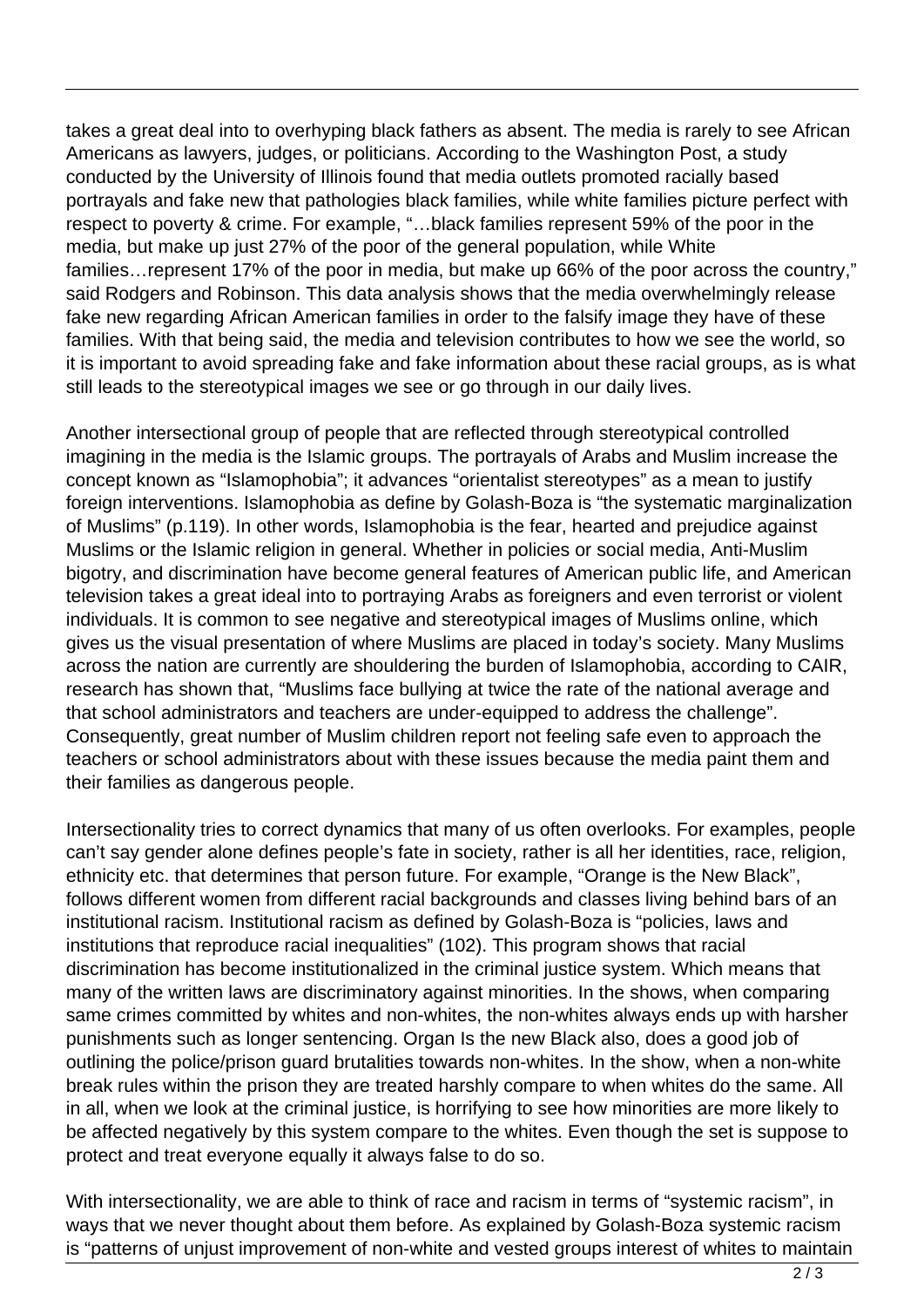takes a great deal into to overhyping black fathers as absent. The media is rarely to see African Americans as lawyers, judges, or politicians. According to the Washington Post, a study conducted by the University of Illinois found that media outlets promoted racially based portrayals and fake new that pathologies black families, while white families picture perfect with respect to poverty & crime. For example, "…black families represent 59% of the poor in the media, but make up just 27% of the poor of the general population, while White families…represent 17% of the poor in media, but make up 66% of the poor across the country," said Rodgers and Robinson. This data analysis shows that the media overwhelmingly release fake new regarding African American families in order to the falsify image they have of these families. With that being said, the media and television contributes to how we see the world, so it is important to avoid spreading fake and fake information about these racial groups, as is what still leads to the stereotypical images we see or go through in our daily lives.

Another intersectional group of people that are reflected through stereotypical controlled imagining in the media is the Islamic groups. The portrayals of Arabs and Muslim increase the concept known as "Islamophobia"; it advances "orientalist stereotypes" as a mean to justify foreign interventions. Islamophobia as define by Golash-Boza is "the systematic marginalization of Muslims" (p.119). In other words, Islamophobia is the fear, hearted and prejudice against Muslims or the Islamic religion in general. Whether in policies or social media, Anti-Muslim bigotry, and discrimination have become general features of American public life, and American television takes a great ideal into to portraying Arabs as foreigners and even terrorist or violent individuals. It is common to see negative and stereotypical images of Muslims online, which gives us the visual presentation of where Muslims are placed in today's society. Many Muslims across the nation are currently are shouldering the burden of Islamophobia, according to CAIR, research has shown that, "Muslims face bullying at twice the rate of the national average and that school administrators and teachers are under-equipped to address the challenge". Consequently, great number of Muslim children report not feeling safe even to approach the teachers or school administrators about with these issues because the media paint them and their families as dangerous people.

Intersectionality tries to correct dynamics that many of us often overlooks. For examples, people can't say gender alone defines people's fate in society, rather is all her identities, race, religion, ethnicity etc. that determines that person future. For example, "Orange is the New Black", follows different women from different racial backgrounds and classes living behind bars of an institutional racism. Institutional racism as defined by Golash-Boza is "policies, laws and institutions that reproduce racial inequalities" (102). This program shows that racial discrimination has become institutionalized in the criminal justice system. Which means that many of the written laws are discriminatory against minorities. In the shows, when comparing same crimes committed by whites and non-whites, the non-whites always ends up with harsher punishments such as longer sentencing. Organ Is the new Black also, does a good job of outlining the police/prison guard brutalities towards non-whites. In the show, when a non-white break rules within the prison they are treated harshly compare to when whites do the same. All in all, when we look at the criminal justice, is horrifying to see how minorities are more likely to be affected negatively by this system compare to the whites. Even though the set is suppose to protect and treat everyone equally it always false to do so.

With intersectionality, we are able to think of race and racism in terms of "systemic racism", in ways that we never thought about them before. As explained by Golash-Boza systemic racism is "patterns of unjust improvement of non-white and vested groups interest of whites to maintain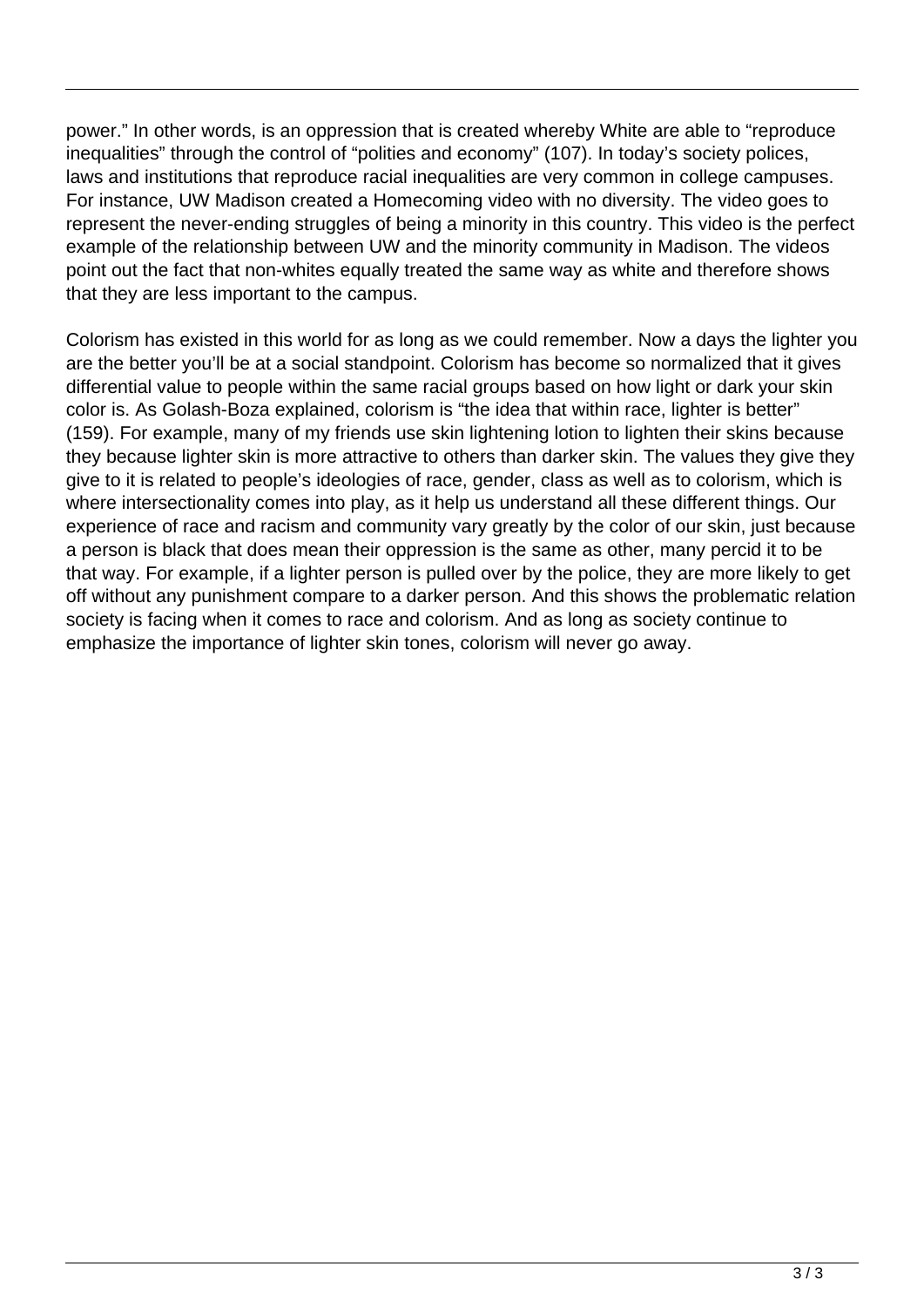power." In other words, is an oppression that is created whereby White are able to "reproduce inequalities" through the control of "polities and economy" (107). In today's society polices, laws and institutions that reproduce racial inequalities are very common in college campuses. For instance, UW Madison created a Homecoming video with no diversity. The video goes to represent the never-ending struggles of being a minority in this country. This video is the perfect example of the relationship between UW and the minority community in Madison. The videos point out the fact that non-whites equally treated the same way as white and therefore shows that they are less important to the campus.

Colorism has existed in this world for as long as we could remember. Now a days the lighter you are the better you'll be at a social standpoint. Colorism has become so normalized that it gives differential value to people within the same racial groups based on how light or dark your skin color is. As Golash-Boza explained, colorism is "the idea that within race, lighter is better" (159). For example, many of my friends use skin lightening lotion to lighten their skins because they because lighter skin is more attractive to others than darker skin. The values they give they give to it is related to people's ideologies of race, gender, class as well as to colorism, which is where intersectionality comes into play, as it help us understand all these different things. Our experience of race and racism and community vary greatly by the color of our skin, just because a person is black that does mean their oppression is the same as other, many percid it to be that way. For example, if a lighter person is pulled over by the police, they are more likely to get off without any punishment compare to a darker person. And this shows the problematic relation society is facing when it comes to race and colorism. And as long as society continue to emphasize the importance of lighter skin tones, colorism will never go away.